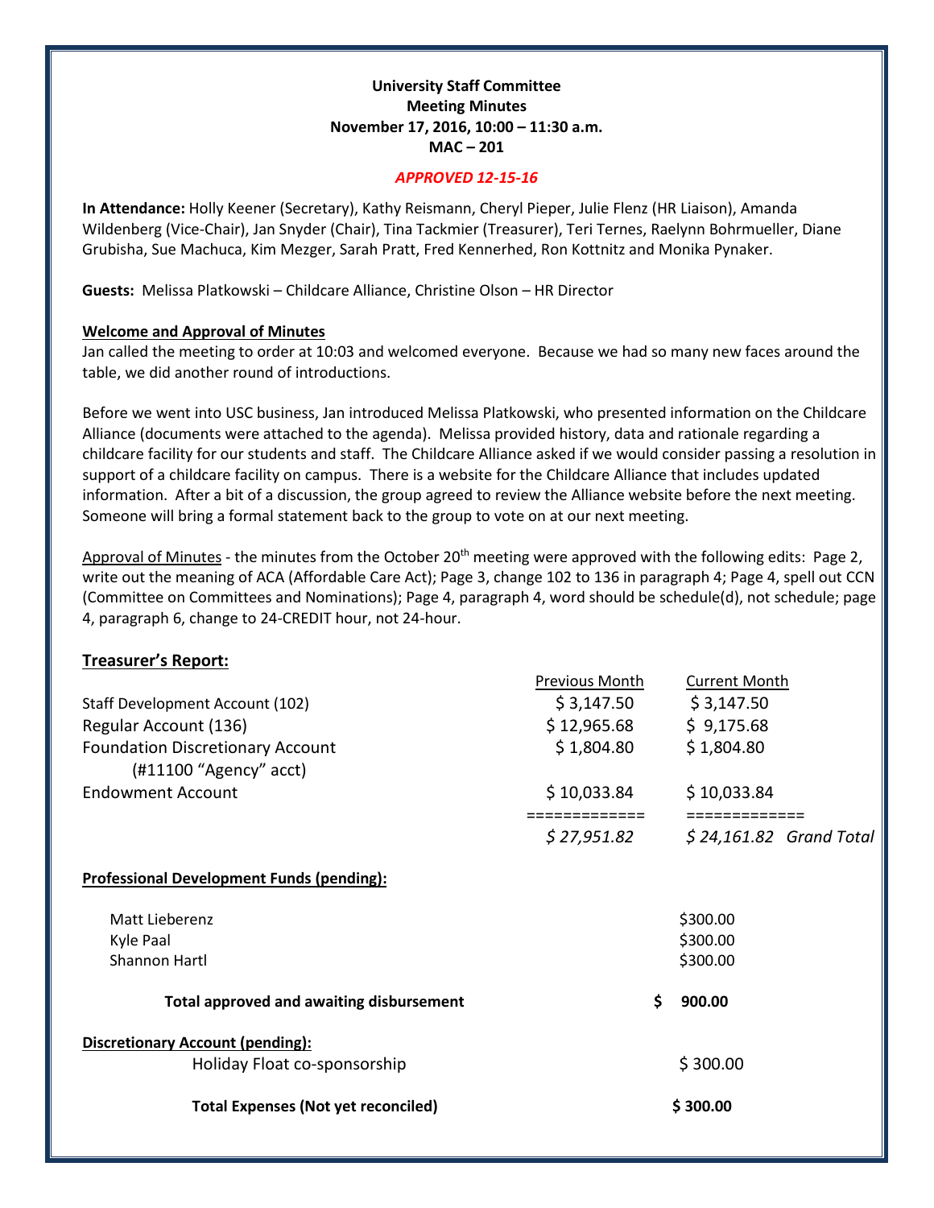**University Staff Committee**
**Meeting Minutes**
**November 17, 2016, 10:00 – 11:30 a.m.**
**MAC – 201**

***APPROVED 12-15-16***

**In Attendance:** Holly Keener (Secretary), Kathy Reismann, Cheryl Pieper, Julie Flenz (HR Liaison), Amanda Wildenberg (Vice-Chair), Jan Snyder (Chair), Tina Tackmier (Treasurer), Teri Ternes, Raelynn Bohrmueller, Diane Grubisha, Sue Machuca, Kim Mezger, Sarah Pratt, Fred Kennerhed, Ron Kottnitz and Monika Pynaker.

**Guests:** Melissa Platkowski – Childcare Alliance, Christine Olson – HR Director

**Welcome and Approval of Minutes**

Jan called the meeting to order at 10:03 and welcomed everyone. Because we had so many new faces around the table, we did another round of introductions.

Before we went into USC business, Jan introduced Melissa Platkowski, who presented information on the Childcare Alliance (documents were attached to the agenda). Melissa provided history, data and rationale regarding a childcare facility for our students and staff. The Childcare Alliance asked if we would consider passing a resolution in support of a childcare facility on campus. There is a website for the Childcare Alliance that includes updated information. After a bit of a discussion, the group agreed to review the Alliance website before the next meeting. Someone will bring a formal statement back to the group to vote on at our next meeting.

Approval of Minutes - the minutes from the October 20th meeting were approved with the following edits: Page 2, write out the meaning of ACA (Affordable Care Act); Page 3, change 102 to 136 in paragraph 4; Page 4, spell out CCN (Committee on Committees and Nominations); Page 4, paragraph 4, word should be schedule(d), not schedule; page 4, paragraph 6, change to 24-CREDIT hour, not 24-hour.

**Treasurer's Report:**

| | Previous Month | Current Month | |
|---|---|---|---|
| Staff Development Account (102) | $ 3,147.50 | $ 3,147.50 | |
| Regular Account (136) | $ 12,965.68 | $ 9,175.68 | |
| Foundation Discretionary Account (#11100 "Agency" acct) | $ 1,804.80 | $ 1,804.80 | |
| Endowment Account | $ 10,033.84 | $ 10,033.84 | |
| | ============= | ============= | |
| | *$ 27,951.82* | *$ 24,161.82* | *Grand Total* |

**Professional Development Funds (pending):**

| | |
|---|---|
| Matt Lieberenz | $300.00 |
| Kyle Paal | $300.00 |
| Shannon Hartl | $300.00 |
| **Total approved and awaiting disbursement** | **$ 900.00** |

**Discretionary Account (pending):**

| | |
|---|---|
| Holiday Float co-sponsorship | $ 300.00 |
| **Total Expenses (Not yet reconciled)** | **$ 300.00** |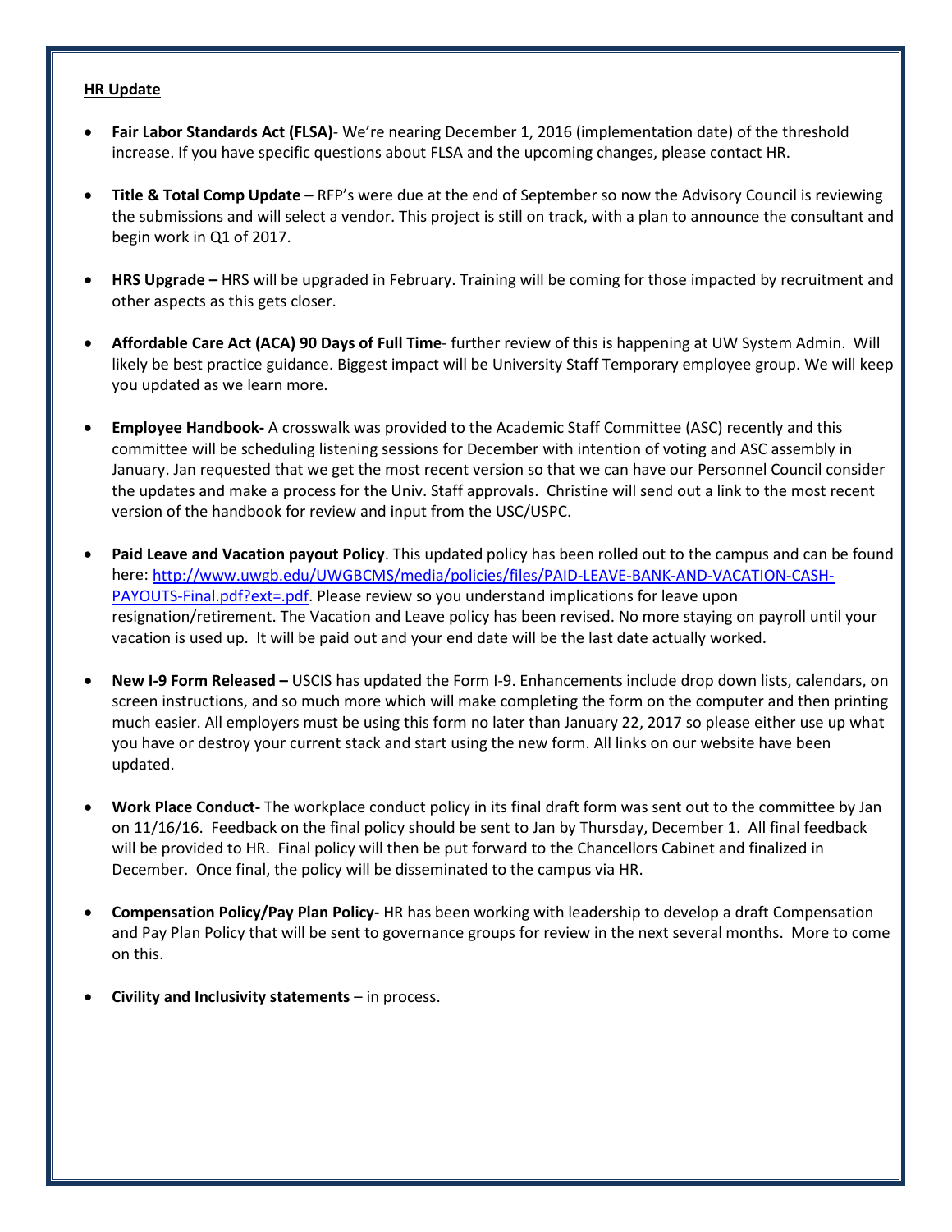**HR Update**

- **Fair Labor Standards Act (FLSA)**- We're nearing December 1, 2016 (implementation date) of the threshold increase. If you have specific questions about FLSA and the upcoming changes, please contact HR.

- **Title & Total Comp Update –** RFP's were due at the end of September so now the Advisory Council is reviewing the submissions and will select a vendor. This project is still on track, with a plan to announce the consultant and begin work in Q1 of 2017.

- **HRS Upgrade –** HRS will be upgraded in February. Training will be coming for those impacted by recruitment and other aspects as this gets closer.

- **Affordable Care Act (ACA) 90 Days of Full Time**- further review of this is happening at UW System Admin. Will likely be best practice guidance. Biggest impact will be University Staff Temporary employee group. We will keep you updated as we learn more.

- **Employee Handbook-** A crosswalk was provided to the Academic Staff Committee (ASC) recently and this committee will be scheduling listening sessions for December with intention of voting and ASC assembly in January. Jan requested that we get the most recent version so that we can have our Personnel Council consider the updates and make a process for the Univ. Staff approvals. Christine will send out a link to the most recent version of the handbook for review and input from the USC/USPC.

- **Paid Leave and Vacation payout Policy**. This updated policy has been rolled out to the campus and can be found here: [http://www.uwgb.edu/UWGBCMS/media/policies/files/PAID-LEAVE-BANK-AND-VACATION-CASH-PAYOUTS-Final.pdf?ext=.pdf](http://www.uwgb.edu/UWGBCMS/media/policies/files/PAID-LEAVE-BANK-AND-VACATION-CASH-PAYOUTS-Final.pdf?ext=.pdf). Please review so you understand implications for leave upon resignation/retirement. The Vacation and Leave policy has been revised. No more staying on payroll until your vacation is used up. It will be paid out and your end date will be the last date actually worked.

- **New I-9 Form Released –** USCIS has updated the Form I-9. Enhancements include drop down lists, calendars, on screen instructions, and so much more which will make completing the form on the computer and then printing much easier. All employers must be using this form no later than January 22, 2017 so please either use up what you have or destroy your current stack and start using the new form. All links on our website have been updated.

- **Work Place Conduct-** The workplace conduct policy in its final draft form was sent out to the committee by Jan on 11/16/16. Feedback on the final policy should be sent to Jan by Thursday, December 1. All final feedback will be provided to HR. Final policy will then be put forward to the Chancellors Cabinet and finalized in December. Once final, the policy will be disseminated to the campus via HR.

- **Compensation Policy/Pay Plan Policy-** HR has been working with leadership to develop a draft Compensation and Pay Plan Policy that will be sent to governance groups for review in the next several months. More to come on this.

- **Civility and Inclusivity statements** – in process.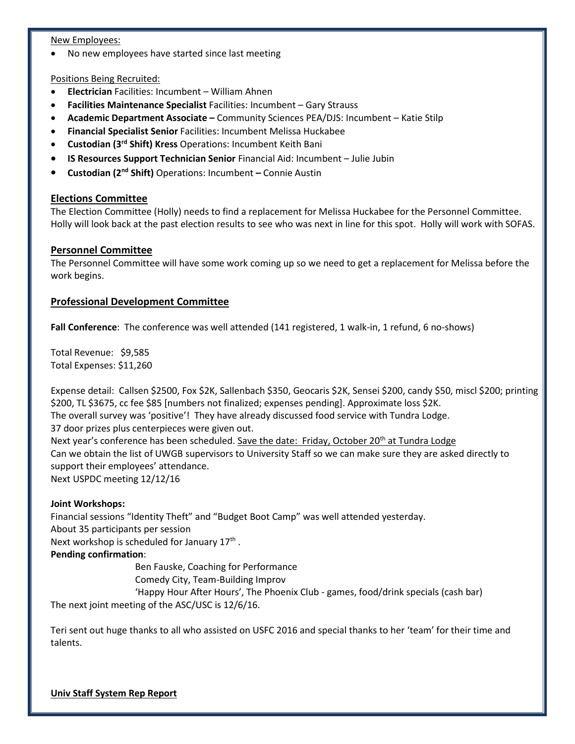New Employees:

- No new employees have started since last meeting

Positions Being Recruited:

- **Electrician** Facilities: Incumbent – William Ahnen
- **Facilities Maintenance Specialist** Facilities: Incumbent – Gary Strauss
- **Academic Department Associate –** Community Sciences PEA/DJS: Incumbent – Katie Stilp
- **Financial Specialist Senior** Facilities: Incumbent Melissa Huckabee
- **Custodian (3rd Shift) Kress** Operations: Incumbent Keith Bani
- **IS Resources Support Technician Senior** Financial Aid: Incumbent – Julie Jubin
- **Custodian (2nd Shift)** Operations: Incumbent **–** Connie Austin

## Elections Committee

The Election Committee (Holly) needs to find a replacement for Melissa Huckabee for the Personnel Committee. Holly will look back at the past election results to see who was next in line for this spot. Holly will work with SOFAS.

## Personnel Committee

The Personnel Committee will have some work coming up so we need to get a replacement for Melissa before the work begins.

## Professional Development Committee

**Fall Conference**: The conference was well attended (141 registered, 1 walk-in, 1 refund, 6 no-shows)

Total Revenue: $9,585
Total Expenses: $11,260

Expense detail: Callsen $2500, Fox $2K, Sallenbach $350, Geocaris $2K, Sensei $200, candy $50, miscl $200; printing $200, TL $3675, cc fee $85 [numbers not finalized; expenses pending]. Approximate loss $2K.
The overall survey was 'positive'! They have already discussed food service with Tundra Lodge.
37 door prizes plus centerpieces were given out.
Next year's conference has been scheduled. Save the date: Friday, October 20th at Tundra Lodge
Can we obtain the list of UWGB supervisors to University Staff so we can make sure they are asked directly to support their employees' attendance.
Next USPDC meeting 12/12/16

**Joint Workshops:**
Financial sessions "Identity Theft" and "Budget Boot Camp" was well attended yesterday.
About 35 participants per session
Next workshop is scheduled for January 17th .
**Pending confirmation**:

Ben Fauske, Coaching for Performance
Comedy City, Team-Building Improv
'Happy Hour After Hours', The Phoenix Club - games, food/drink specials (cash bar)

The next joint meeting of the ASC/USC is 12/6/16.

Teri sent out huge thanks to all who assisted on USFC 2016 and special thanks to her 'team' for their time and talents.

**Univ Staff System Rep Report**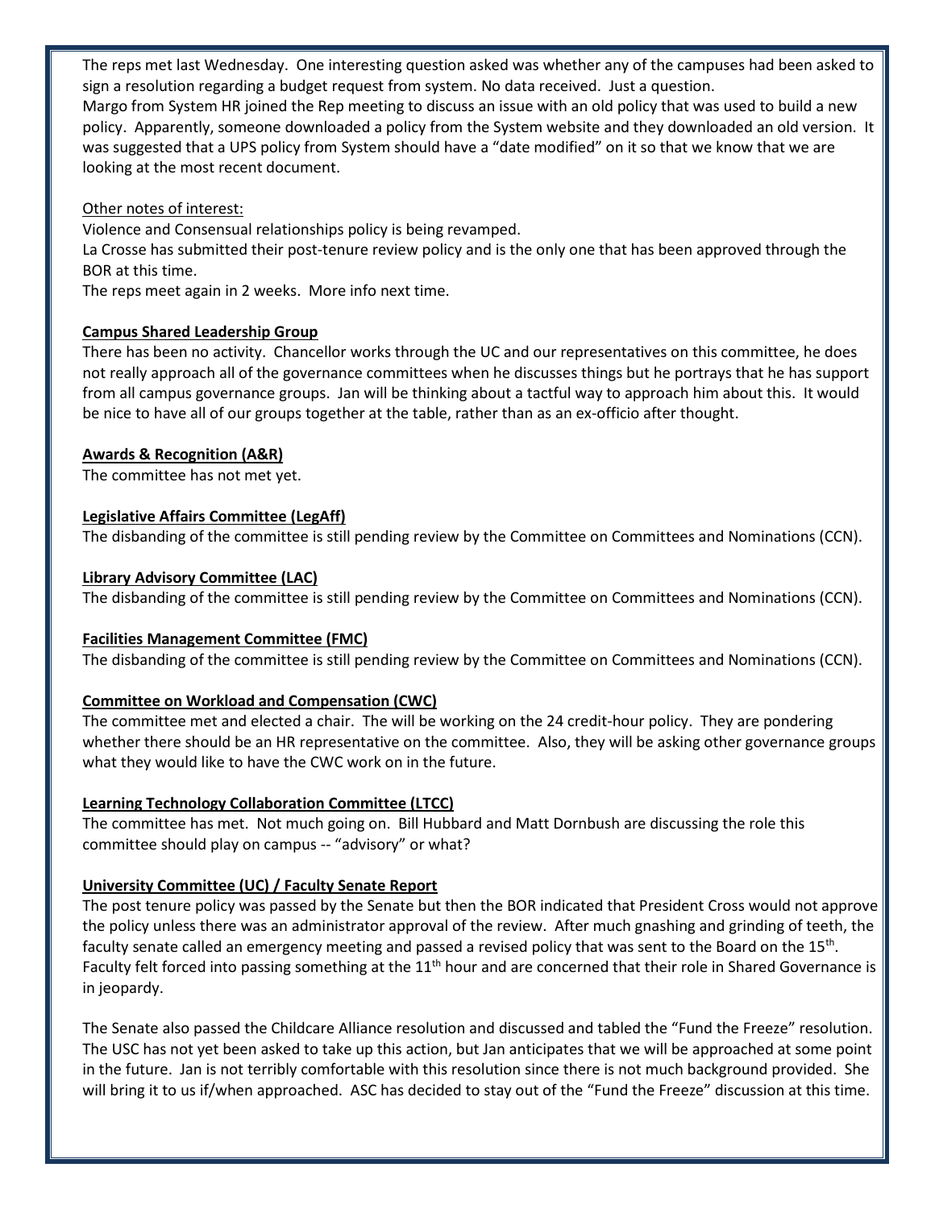The reps met last Wednesday. One interesting question asked was whether any of the campuses had been asked to sign a resolution regarding a budget request from system. No data received. Just a question.
Margo from System HR joined the Rep meeting to discuss an issue with an old policy that was used to build a new policy. Apparently, someone downloaded a policy from the System website and they downloaded an old version. It was suggested that a UPS policy from System should have a "date modified" on it so that we know that we are looking at the most recent document.

Other notes of interest:
Violence and Consensual relationships policy is being revamped.
La Crosse has submitted their post-tenure review policy and is the only one that has been approved through the BOR at this time.
The reps meet again in 2 weeks. More info next time.

**Campus Shared Leadership Group**
There has been no activity. Chancellor works through the UC and our representatives on this committee, he does not really approach all of the governance committees when he discusses things but he portrays that he has support from all campus governance groups. Jan will be thinking about a tactful way to approach him about this. It would be nice to have all of our groups together at the table, rather than as an ex-officio after thought.

**Awards & Recognition (A&R)**
The committee has not met yet.

**Legislative Affairs Committee (LegAff)**
The disbanding of the committee is still pending review by the Committee on Committees and Nominations (CCN).

**Library Advisory Committee (LAC)**
The disbanding of the committee is still pending review by the Committee on Committees and Nominations (CCN).

**Facilities Management Committee (FMC)**
The disbanding of the committee is still pending review by the Committee on Committees and Nominations (CCN).

**Committee on Workload and Compensation (CWC)**
The committee met and elected a chair. The will be working on the 24 credit-hour policy. They are pondering whether there should be an HR representative on the committee. Also, they will be asking other governance groups what they would like to have the CWC work on in the future.

**Learning Technology Collaboration Committee (LTCC)**
The committee has met. Not much going on. Bill Hubbard and Matt Dornbush are discussing the role this committee should play on campus -- "advisory" or what?

**University Committee (UC) / Faculty Senate Report**
The post tenure policy was passed by the Senate but then the BOR indicated that President Cross would not approve the policy unless there was an administrator approval of the review. After much gnashing and grinding of teeth, the faculty senate called an emergency meeting and passed a revised policy that was sent to the Board on the 15th. Faculty felt forced into passing something at the 11th hour and are concerned that their role in Shared Governance is in jeopardy.

The Senate also passed the Childcare Alliance resolution and discussed and tabled the "Fund the Freeze" resolution. The USC has not yet been asked to take up this action, but Jan anticipates that we will be approached at some point in the future. Jan is not terribly comfortable with this resolution since there is not much background provided. She will bring it to us if/when approached. ASC has decided to stay out of the "Fund the Freeze" discussion at this time.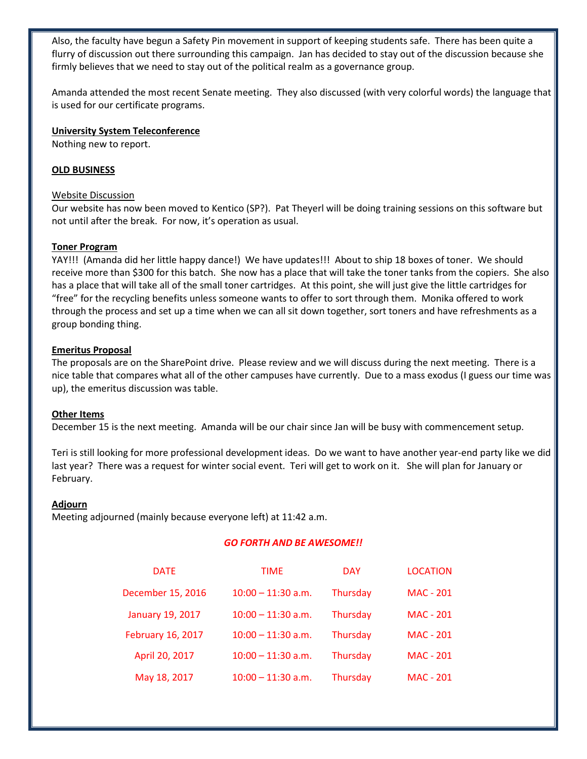Also, the faculty have begun a Safety Pin movement in support of keeping students safe. There has been quite a flurry of discussion out there surrounding this campaign. Jan has decided to stay out of the discussion because she firmly believes that we need to stay out of the political realm as a governance group.

Amanda attended the most recent Senate meeting. They also discussed (with very colorful words) the language that is used for our certificate programs.

**University System Teleconference**

Nothing new to report.

**OLD BUSINESS**

Website Discussion

Our website has now been moved to Kentico (SP?). Pat Theyerl will be doing training sessions on this software but not until after the break. For now, it's operation as usual.

**Toner Program**

YAY!!! (Amanda did her little happy dance!) We have updates!!! About to ship 18 boxes of toner. We should receive more than $300 for this batch. She now has a place that will take the toner tanks from the copiers. She also has a place that will take all of the small toner cartridges. At this point, she will just give the little cartridges for "free" for the recycling benefits unless someone wants to offer to sort through them. Monika offered to work through the process and set up a time when we can all sit down together, sort toners and have refreshments as a group bonding thing.

**Emeritus Proposal**

The proposals are on the SharePoint drive. Please review and we will discuss during the next meeting. There is a nice table that compares what all of the other campuses have currently. Due to a mass exodus (I guess our time was up), the emeritus discussion was table.

**Other Items**

December 15 is the next meeting. Amanda will be our chair since Jan will be busy with commencement setup.

Teri is still looking for more professional development ideas. Do we want to have another year-end party like we did last year? There was a request for winter social event. Teri will get to work on it. She will plan for January or February.

**Adjourn**

Meeting adjourned (mainly because everyone left) at 11:42 a.m.

***GO FORTH AND BE AWESOME!!***

| DATE | TIME | DAY | LOCATION |
|---|---|---|---|
| December 15, 2016 | 10:00 – 11:30 a.m. | Thursday | MAC - 201 |
| January 19, 2017 | 10:00 – 11:30 a.m. | Thursday | MAC - 201 |
| February 16, 2017 | 10:00 – 11:30 a.m. | Thursday | MAC - 201 |
| April 20, 2017 | 10:00 – 11:30 a.m. | Thursday | MAC - 201 |
| May 18, 2017 | 10:00 – 11:30 a.m. | Thursday | MAC - 201 |